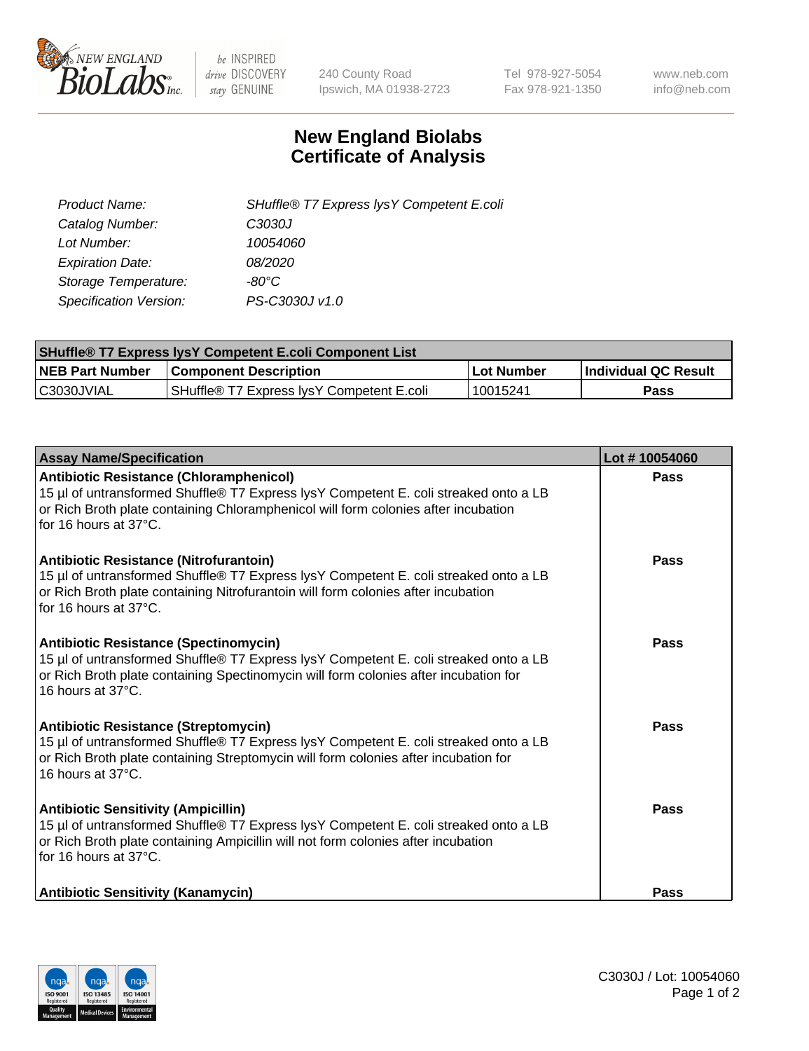# New England Biolabs Certificate of Analysis

240 County Road
Ipswich, MA 01938-2723

Tel 978-927-5054
Fax 978-921-1350

www.neb.com
info@neb.com

| | |
|---|---|
| *Product Name:* | *SHuffle® T7 Express lysY Competent E.coli* |
| *Catalog Number:* | *C3030J* |
| *Lot Number:* | *10054060* |
| *Expiration Date:* | *08/2020* |
| *Storage Temperature:* | *-80°C* |
| *Specification Version:* | *PS-C3030J v1.0* |

| SHuffle® T7 Express lysY Competent E.coli Component List | | | |
|---|---|---|---|
| **NEB Part Number** | **Component Description** | **Lot Number** | **Individual QC Result** |
| C3030JVIAL | SHuffle® T7 Express lysY Competent E.coli | 10015241 | **Pass** |

| Assay Name/Specification | Lot # 10054060 |
|---|---|
| **Antibiotic Resistance (Chloramphenicol)**<br>15 µl of untransformed Shuffle® T7 Express lysY Competent E. coli streaked onto a LB or Rich Broth plate containing Chloramphenicol will form colonies after incubation for 16 hours at 37°C. | **Pass** |
| **Antibiotic Resistance (Nitrofurantoin)**<br>15 µl of untransformed Shuffle® T7 Express lysY Competent E. coli streaked onto a LB or Rich Broth plate containing Nitrofurantoin will form colonies after incubation for 16 hours at 37°C. | **Pass** |
| **Antibiotic Resistance (Spectinomycin)**<br>15 µl of untransformed Shuffle® T7 Express lysY Competent E. coli streaked onto a LB or Rich Broth plate containing Spectinomycin will form colonies after incubation for 16 hours at 37°C. | **Pass** |
| **Antibiotic Resistance (Streptomycin)**<br>15 µl of untransformed Shuffle® T7 Express lysY Competent E. coli streaked onto a LB or Rich Broth plate containing Streptomycin will form colonies after incubation for 16 hours at 37°C. | **Pass** |
| **Antibiotic Sensitivity (Ampicillin)**<br>15 µl of untransformed Shuffle® T7 Express lysY Competent E. coli streaked onto a LB or Rich Broth plate containing Ampicillin will not form colonies after incubation for 16 hours at 37°C. | **Pass** |
| **Antibiotic Sensitivity (Kanamycin)** | **Pass** |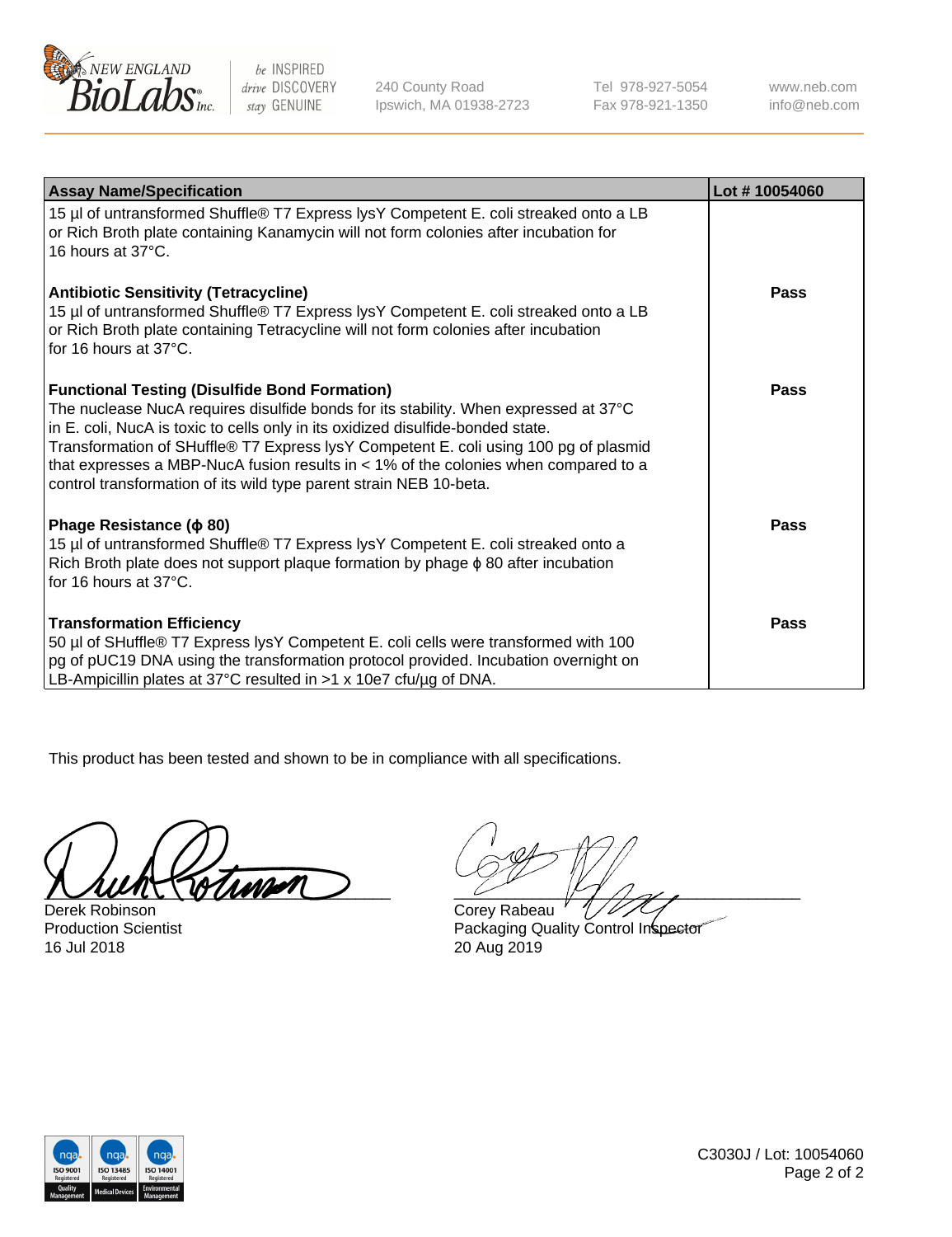| Assay Name/Specification | Lot # 10054060 |
| --- | --- |
| 15 µl of untransformed Shuffle® T7 Express lysY Competent E. coli streaked onto a LB or Rich Broth plate containing Kanamycin will not form colonies after incubation for 16 hours at 37°C. | |
| **Antibiotic Sensitivity (Tetracycline)**<br>15 µl of untransformed Shuffle® T7 Express lysY Competent E. coli streaked onto a LB or Rich Broth plate containing Tetracycline will not form colonies after incubation for 16 hours at 37°C. | **Pass** |
| **Functional Testing (Disulfide Bond Formation)**<br>The nuclease NucA requires disulfide bonds for its stability. When expressed at 37°C in E. coli, NucA is toxic to cells only in its oxidized disulfide-bonded state. Transformation of SHuffle® T7 Express lysY Competent E. coli using 100 pg of plasmid that expresses a MBP-NucA fusion results in < 1% of the colonies when compared to a control transformation of its wild type parent strain NEB 10-beta. | **Pass** |
| **Phage Resistance (ϕ 80)**<br>15 µl of untransformed Shuffle® T7 Express lysY Competent E. coli streaked onto a Rich Broth plate does not support plaque formation by phage ϕ 80 after incubation for 16 hours at 37°C. | **Pass** |
| **Transformation Efficiency**<br>50 µl of SHuffle® T7 Express lysY Competent E. coli cells were transformed with 100 pg of pUC19 DNA using the transformation protocol provided. Incubation overnight on LB-Ampicillin plates at 37°C resulted in >1 x 10e7 cfu/µg of DNA. | **Pass** |

This product has been tested and shown to be in compliance with all specifications.

Derek Robinson
Production Scientist
16 Jul 2018

Corey Rabeau
Packaging Quality Control Inspector
20 Aug 2019

C3030J / Lot: 10054060